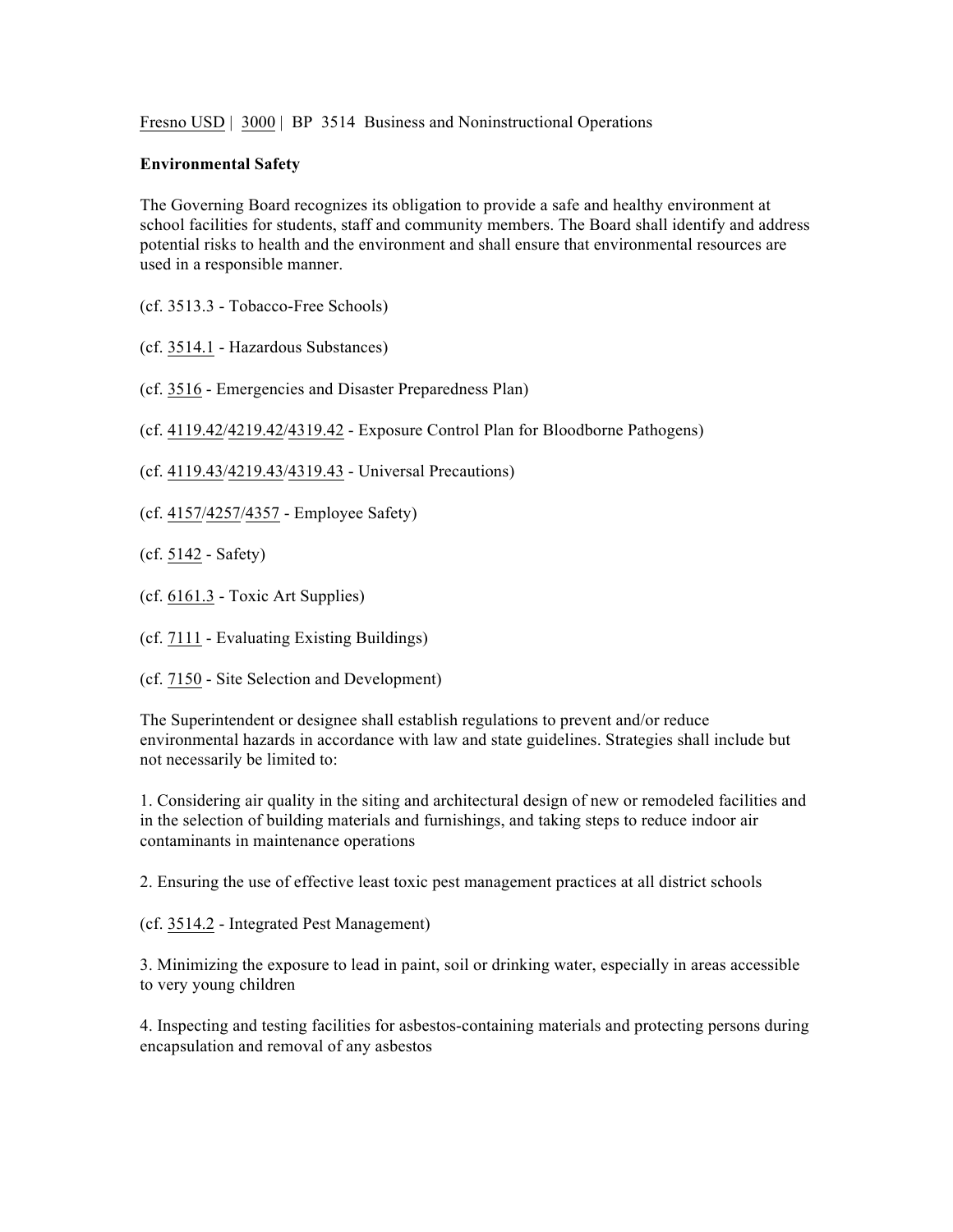Fresno USD | 3000 | BP 3514 Business and Noninstructional Operations

**Environmental Safety**

The Governing Board recognizes its obligation to provide a safe and healthy environment at school facilities for students, staff and community members. The Board shall identify and address potential risks to health and the environment and shall ensure that environmental resources are used in a responsible manner.

(cf. 3513.3 - Tobacco-Free Schools)

(cf. 3514.1 - Hazardous Substances)

(cf. 3516 - Emergencies and Disaster Preparedness Plan)

(cf. 4119.42/4219.42/4319.42 - Exposure Control Plan for Bloodborne Pathogens)

(cf. 4119.43/4219.43/4319.43 - Universal Precautions)

(cf. 4157/4257/4357 - Employee Safety)

(cf. 5142 - Safety)

(cf. 6161.3 - Toxic Art Supplies)

(cf. 7111 - Evaluating Existing Buildings)

(cf. 7150 - Site Selection and Development)

The Superintendent or designee shall establish regulations to prevent and/or reduce environmental hazards in accordance with law and state guidelines. Strategies shall include but not necessarily be limited to:

1. Considering air quality in the siting and architectural design of new or remodeled facilities and in the selection of building materials and furnishings, and taking steps to reduce indoor air contaminants in maintenance operations

2. Ensuring the use of effective least toxic pest management practices at all district schools

(cf. 3514.2 - Integrated Pest Management)

3. Minimizing the exposure to lead in paint, soil or drinking water, especially in areas accessible to very young children

4. Inspecting and testing facilities for asbestos-containing materials and protecting persons during encapsulation and removal of any asbestos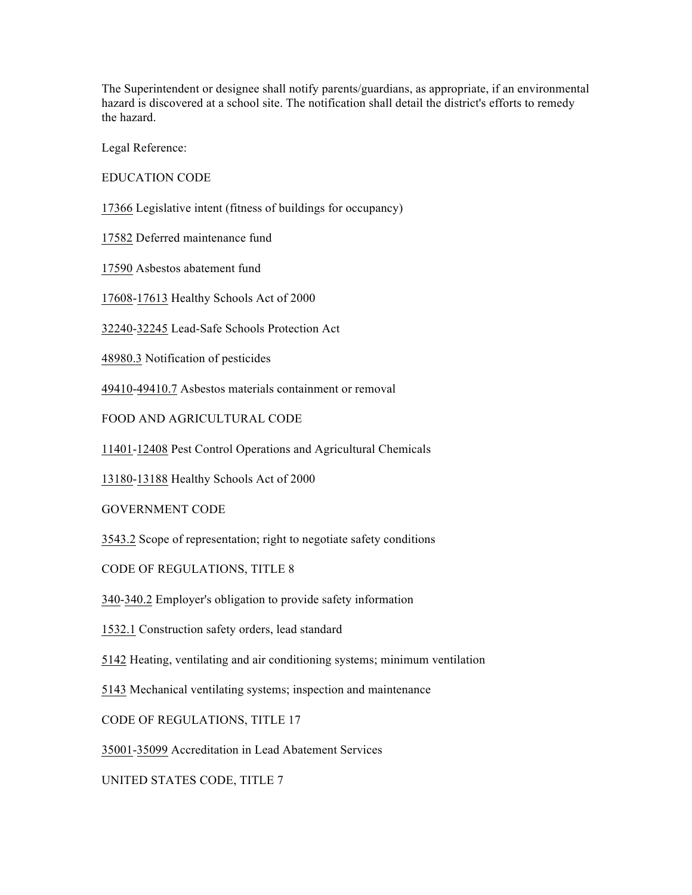The Superintendent or designee shall notify parents/guardians, as appropriate, if an environmental hazard is discovered at a school site. The notification shall detail the district's efforts to remedy the hazard.

Legal Reference:

EDUCATION CODE

17366 Legislative intent (fitness of buildings for occupancy)

17582 Deferred maintenance fund

17590 Asbestos abatement fund

17608-17613 Healthy Schools Act of 2000

32240-32245 Lead-Safe Schools Protection Act

48980.3 Notification of pesticides

49410-49410.7 Asbestos materials containment or removal

FOOD AND AGRICULTURAL CODE

11401-12408 Pest Control Operations and Agricultural Chemicals

13180-13188 Healthy Schools Act of 2000

GOVERNMENT CODE

3543.2 Scope of representation; right to negotiate safety conditions

CODE OF REGULATIONS, TITLE 8

340-340.2 Employer's obligation to provide safety information

1532.1 Construction safety orders, lead standard

5142 Heating, ventilating and air conditioning systems; minimum ventilation

5143 Mechanical ventilating systems; inspection and maintenance

CODE OF REGULATIONS, TITLE 17

35001-35099 Accreditation in Lead Abatement Services

UNITED STATES CODE, TITLE 7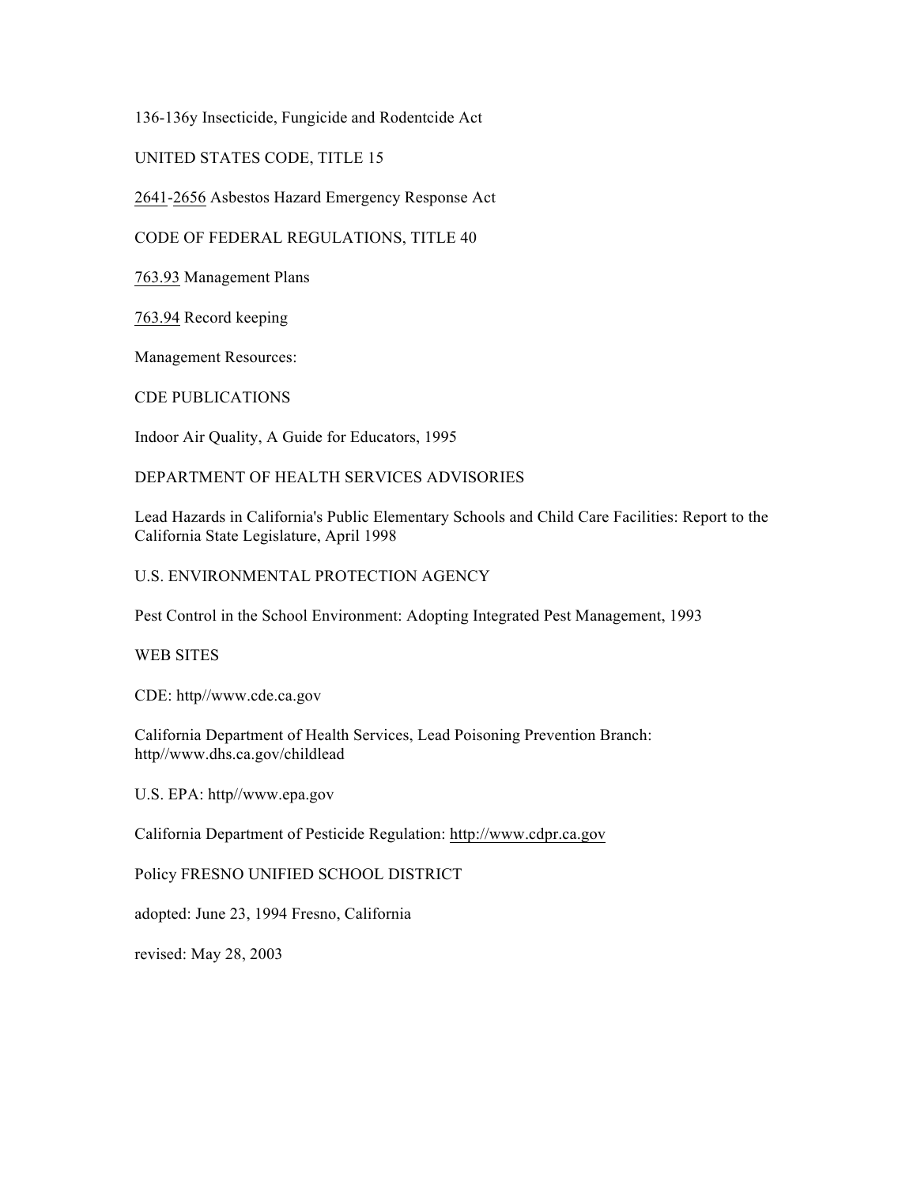136-136y Insecticide, Fungicide and Rodentcide Act

UNITED STATES CODE, TITLE 15

2641-2656 Asbestos Hazard Emergency Response Act

CODE OF FEDERAL REGULATIONS, TITLE 40

763.93 Management Plans

763.94 Record keeping

Management Resources:

CDE PUBLICATIONS

Indoor Air Quality, A Guide for Educators, 1995

DEPARTMENT OF HEALTH SERVICES ADVISORIES

Lead Hazards in California's Public Elementary Schools and Child Care Facilities: Report to the California State Legislature, April 1998

U.S. ENVIRONMENTAL PROTECTION AGENCY

Pest Control in the School Environment: Adopting Integrated Pest Management, 1993

WEB SITES

CDE: http//www.cde.ca.gov

California Department of Health Services, Lead Poisoning Prevention Branch: http//www.dhs.ca.gov/childlead

U.S. EPA: http//www.epa.gov

California Department of Pesticide Regulation: http://www.cdpr.ca.gov

Policy FRESNO UNIFIED SCHOOL DISTRICT

adopted: June 23, 1994 Fresno, California

revised: May 28, 2003